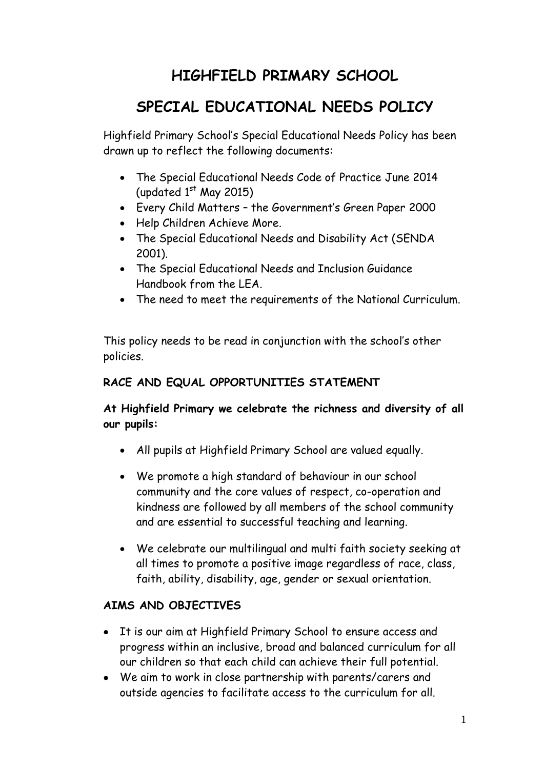# HIGHFIELD PRIMARY SCHOOL

# SPECIAL EDUCATIONAL NEEDS POLICY

Highfield Primary School's Special Educational Needs Policy has been drawn up to reflect the following documents:

- The Special Educational Needs Code of Practice June 2014 (updated 1st May 2015)
- Every Child Matters – the Government's Green Paper 2000
- Help Children Achieve More.
- The Special Educational Needs and Disability Act (SENDA 2001).
- The Special Educational Needs and Inclusion Guidance Handbook from the LEA.
- The need to meet the requirements of the National Curriculum.

This policy needs to be read in conjunction with the school's other policies.

**RACE AND EQUAL OPPORTUNITIES STATEMENT**

**At Highfield Primary we celebrate the richness and diversity of all our pupils:**

- All pupils at Highfield Primary School are valued equally.
- We promote a high standard of behaviour in our school community and the core values of respect, co-operation and kindness are followed by all members of the school community and are essential to successful teaching and learning.
- We celebrate our multilingual and multi faith society seeking at all times to promote a positive image regardless of race, class, faith, ability, disability, age, gender or sexual orientation.

**AIMS AND OBJECTIVES**

- It is our aim at Highfield Primary School to ensure access and progress within an inclusive, broad and balanced curriculum for all our children so that each child can achieve their full potential.
- We aim to work in close partnership with parents/carers and outside agencies to facilitate access to the curriculum for all.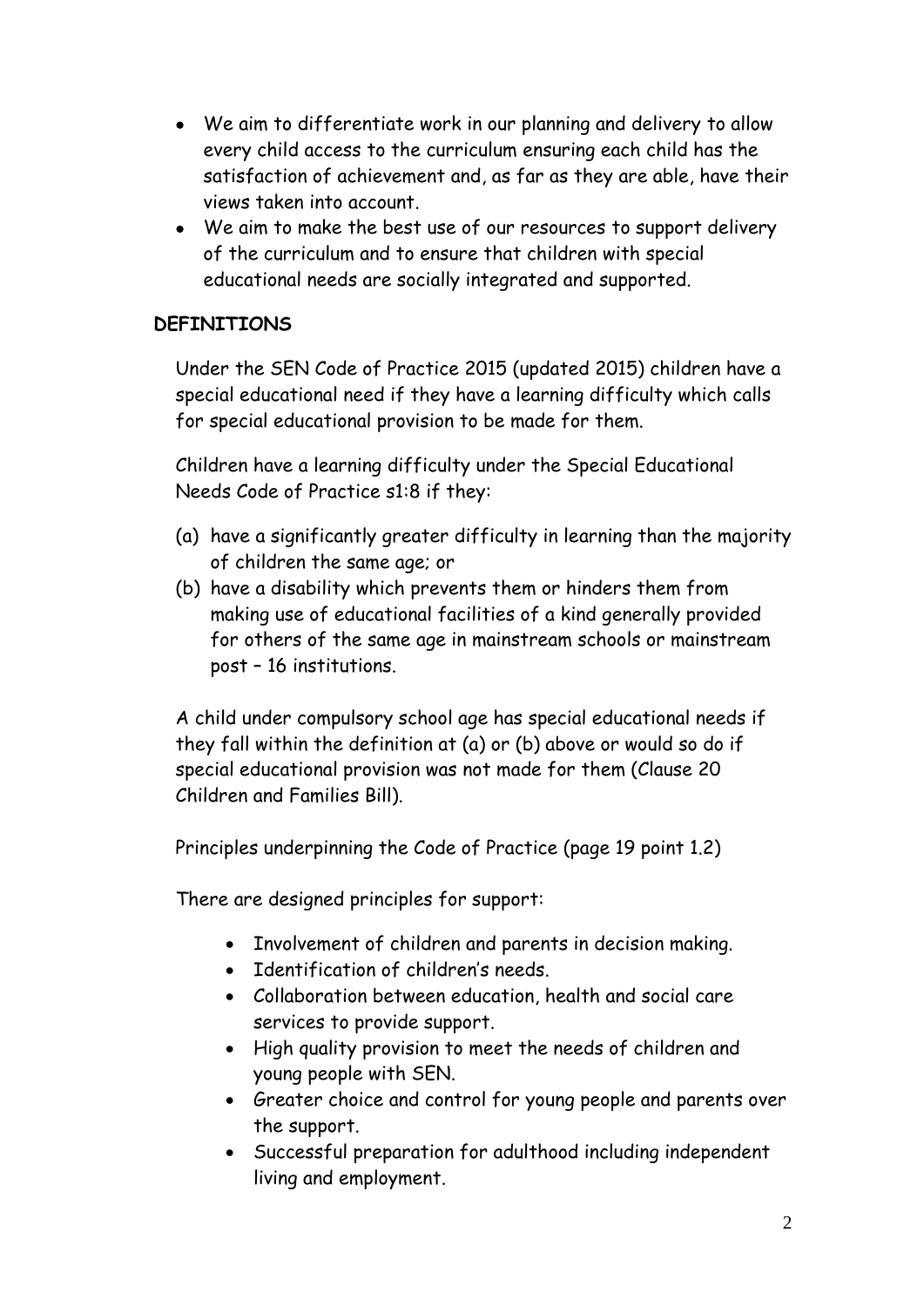- We aim to differentiate work in our planning and delivery to allow every child access to the curriculum ensuring each child has the satisfaction of achievement and, as far as they are able, have their views taken into account.
- We aim to make the best use of our resources to support delivery of the curriculum and to ensure that children with special educational needs are socially integrated and supported.

**DEFINITIONS**

Under the SEN Code of Practice 2015 (updated 2015) children have a special educational need if they have a learning difficulty which calls for special educational provision to be made for them.

Children have a learning difficulty under the Special Educational Needs Code of Practice s1:8 if they:

(a) have a significantly greater difficulty in learning than the majority of children the same age; or
(b) have a disability which prevents them or hinders them from making use of educational facilities of a kind generally provided for others of the same age in mainstream schools or mainstream post – 16 institutions.

A child under compulsory school age has special educational needs if they fall within the definition at (a) or (b) above or would so do if special educational provision was not made for them (Clause 20 Children and Families Bill).

Principles underpinning the Code of Practice (page 19 point 1.2)

There are designed principles for support:

- Involvement of children and parents in decision making.
- Identification of children's needs.
- Collaboration between education, health and social care services to provide support.
- High quality provision to meet the needs of children and young people with SEN.
- Greater choice and control for young people and parents over the support.
- Successful preparation for adulthood including independent living and employment.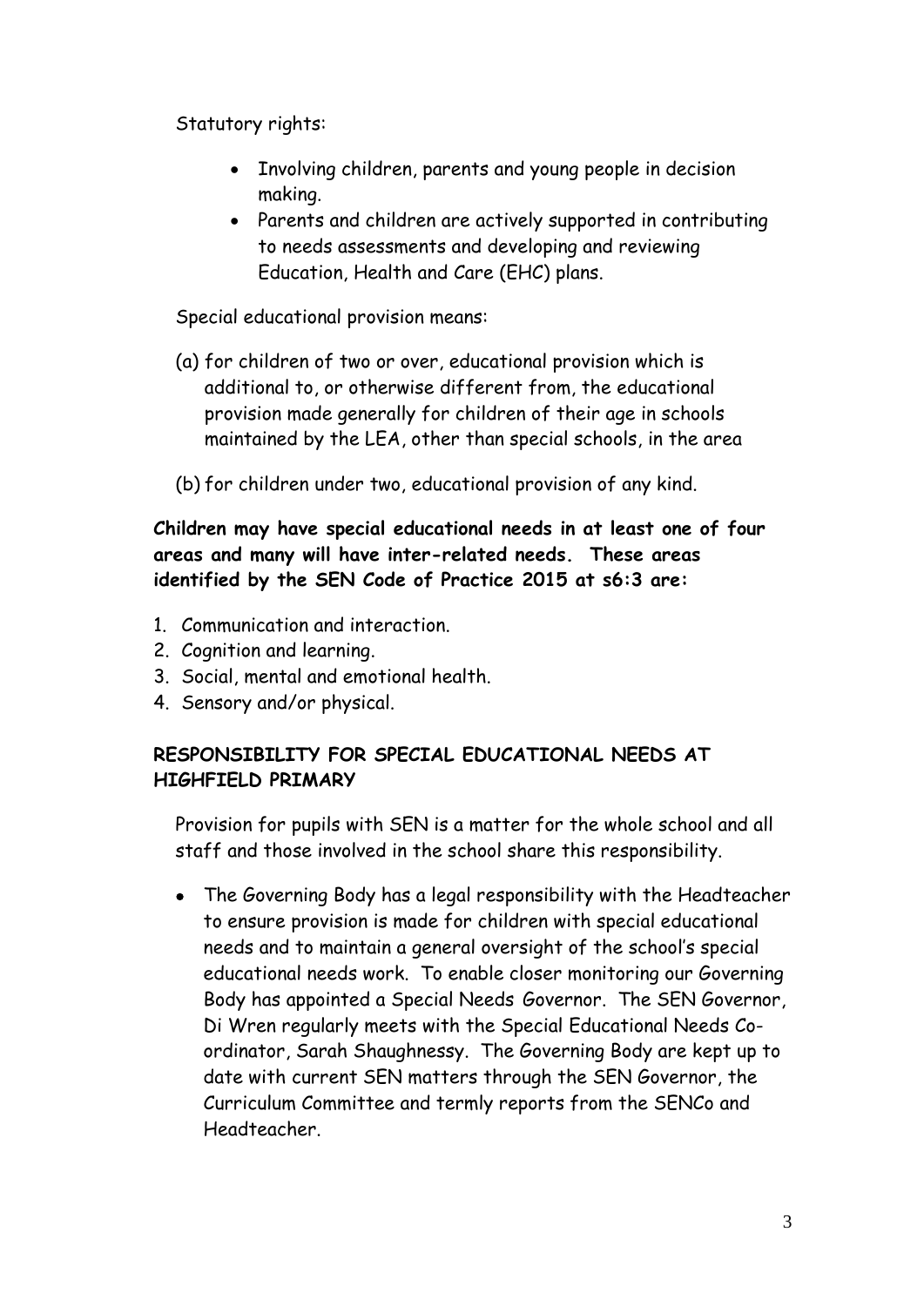Statutory rights:

- Involving children, parents and young people in decision making.
- Parents and children are actively supported in contributing to needs assessments and developing and reviewing Education, Health and Care (EHC) plans.

Special educational provision means:

(a) for children of two or over, educational provision which is additional to, or otherwise different from, the educational provision made generally for children of their age in schools maintained by the LEA, other than special schools, in the area

(b) for children under two, educational provision of any kind.

**Children may have special educational needs in at least one of four areas and many will have inter-related needs. These areas identified by the SEN Code of Practice 2015 at s6:3 are:**

1. Communication and interaction.
2. Cognition and learning.
3. Social, mental and emotional health.
4. Sensory and/or physical.

## RESPONSIBILITY FOR SPECIAL EDUCATIONAL NEEDS AT HIGHFIELD PRIMARY

Provision for pupils with SEN is a matter for the whole school and all staff and those involved in the school share this responsibility.

- The Governing Body has a legal responsibility with the Headteacher to ensure provision is made for children with special educational needs and to maintain a general oversight of the school's special educational needs work. To enable closer monitoring our Governing Body has appointed a Special Needs Governor. The SEN Governor, Di Wren regularly meets with the Special Educational Needs Co-ordinator, Sarah Shaughnessy. The Governing Body are kept up to date with current SEN matters through the SEN Governor, the Curriculum Committee and termly reports from the SENCo and Headteacher.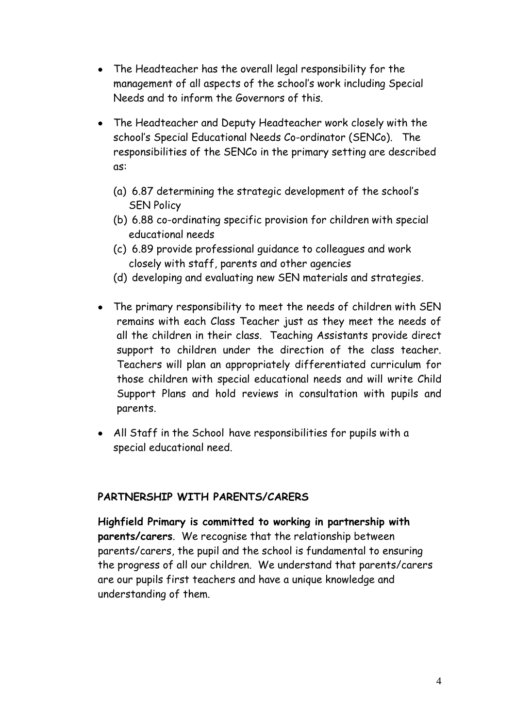- The Headteacher has the overall legal responsibility for the management of all aspects of the school's work including Special Needs and to inform the Governors of this.

- The Headteacher and Deputy Headteacher work closely with the school's Special Educational Needs Co-ordinator (SENCo). The responsibilities of the SENCo in the primary setting are described as:

  (a) 6.87 determining the strategic development of the school's SEN Policy
  (b) 6.88 co-ordinating specific provision for children with special educational needs
  (c) 6.89 provide professional guidance to colleagues and work closely with staff, parents and other agencies
  (d) developing and evaluating new SEN materials and strategies.

- The primary responsibility to meet the needs of children with SEN remains with each Class Teacher just as they meet the needs of all the children in their class. Teaching Assistants provide direct support to children under the direction of the class teacher. Teachers will plan an appropriately differentiated curriculum for those children with special educational needs and will write Child Support Plans and hold reviews in consultation with pupils and parents.

- All Staff in the School have responsibilities for pupils with a special educational need.

## PARTNERSHIP WITH PARENTS/CARERS

**Highfield Primary is committed to working in partnership with parents/carers**. We recognise that the relationship between parents/carers, the pupil and the school is fundamental to ensuring the progress of all our children. We understand that parents/carers are our pupils first teachers and have a unique knowledge and understanding of them.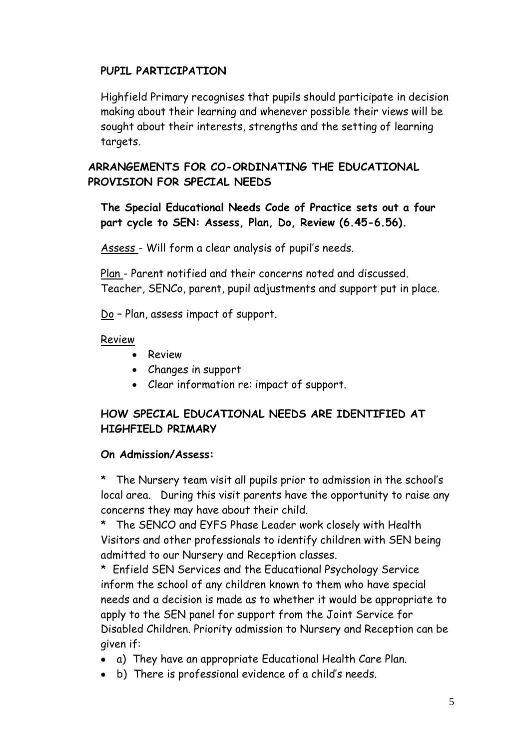**PUPIL PARTICIPATION**

Highfield Primary recognises that pupils should participate in decision making about their learning and whenever possible their views will be sought about their interests, strengths and the setting of learning targets.

**ARRANGEMENTS FOR CO-ORDINATING THE EDUCATIONAL PROVISION FOR SPECIAL NEEDS**

**The Special Educational Needs Code of Practice sets out a four part cycle to SEN: Assess, Plan, Do, Review (6.45-6.56).**

Assess - Will form a clear analysis of pupil's needs.

Plan - Parent notified and their concerns noted and discussed. Teacher, SENCo, parent, pupil adjustments and support put in place.

Do – Plan, assess impact of support.

Review

- Review
- Changes in support
- Clear information re: impact of support.

**HOW SPECIAL EDUCATIONAL NEEDS ARE IDENTIFIED AT HIGHFIELD PRIMARY**

**On Admission/Assess:**

* The Nursery team visit all pupils prior to admission in the school's local area. During this visit parents have the opportunity to raise any concerns they may have about their child.
* The SENCO and EYFS Phase Leader work closely with Health Visitors and other professionals to identify children with SEN being admitted to our Nursery and Reception classes.
* Enfield SEN Services and the Educational Psychology Service inform the school of any children known to them who have special needs and a decision is made as to whether it would be appropriate to apply to the SEN panel for support from the Joint Service for Disabled Children. Priority admission to Nursery and Reception can be given if:

- a) They have an appropriate Educational Health Care Plan.
- b) There is professional evidence of a child's needs.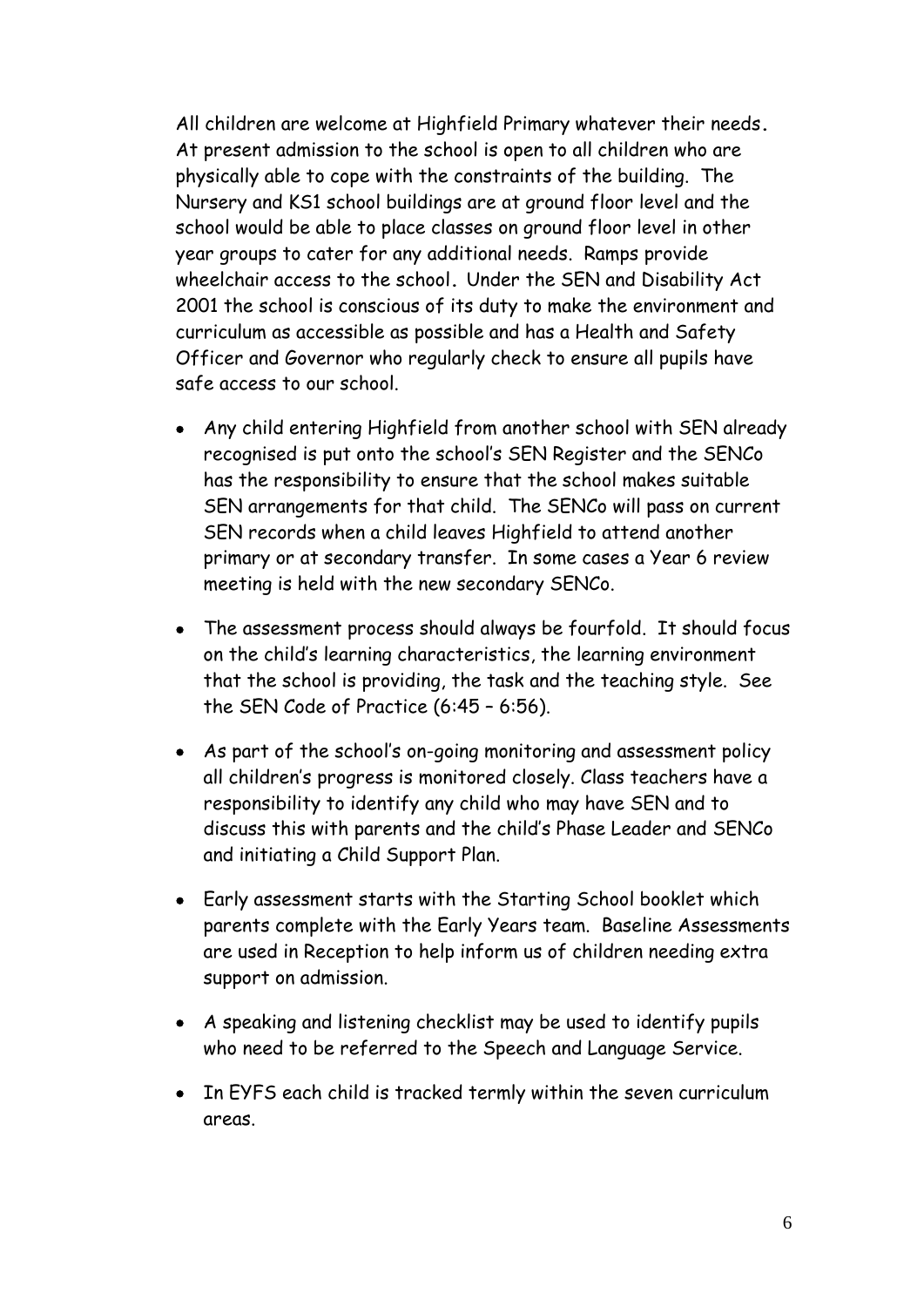All children are welcome at Highfield Primary whatever their needs. At present admission to the school is open to all children who are physically able to cope with the constraints of the building. The Nursery and KS1 school buildings are at ground floor level and the school would be able to place classes on ground floor level in other year groups to cater for any additional needs. Ramps provide wheelchair access to the school. Under the SEN and Disability Act 2001 the school is conscious of its duty to make the environment and curriculum as accessible as possible and has a Health and Safety Officer and Governor who regularly check to ensure all pupils have safe access to our school.

- Any child entering Highfield from another school with SEN already recognised is put onto the school's SEN Register and the SENCo has the responsibility to ensure that the school makes suitable SEN arrangements for that child. The SENCo will pass on current SEN records when a child leaves Highfield to attend another primary or at secondary transfer. In some cases a Year 6 review meeting is held with the new secondary SENCo.

- The assessment process should always be fourfold. It should focus on the child's learning characteristics, the learning environment that the school is providing, the task and the teaching style. See the SEN Code of Practice (6:45 – 6:56).

- As part of the school's on-going monitoring and assessment policy all children's progress is monitored closely. Class teachers have a responsibility to identify any child who may have SEN and to discuss this with parents and the child's Phase Leader and SENCo and initiating a Child Support Plan.

- Early assessment starts with the Starting School booklet which parents complete with the Early Years team. Baseline Assessments are used in Reception to help inform us of children needing extra support on admission.

- A speaking and listening checklist may be used to identify pupils who need to be referred to the Speech and Language Service.

- In EYFS each child is tracked termly within the seven curriculum areas.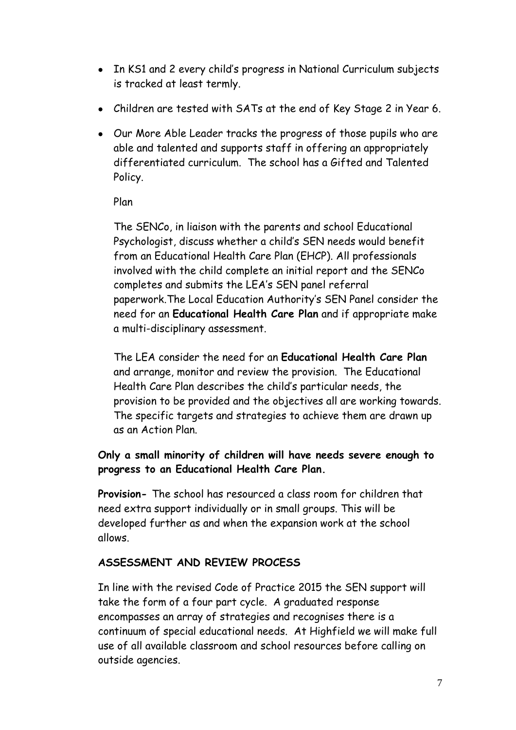- In KS1 and 2 every child's progress in National Curriculum subjects is tracked at least termly.
- Children are tested with SATs at the end of Key Stage 2 in Year 6.
- Our More Able Leader tracks the progress of those pupils who are able and talented and supports staff in offering an appropriately differentiated curriculum. The school has a Gifted and Talented Policy.

  Plan

  The SENCo, in liaison with the parents and school Educational Psychologist, discuss whether a child's SEN needs would benefit from an Educational Health Care Plan (EHCP). All professionals involved with the child complete an initial report and the SENCo completes and submits the LEA's SEN panel referral paperwork.The Local Education Authority's SEN Panel consider the need for an **Educational Health Care Plan** and if appropriate make a multi-disciplinary assessment.

  The LEA consider the need for an **Educational Health Care Plan** and arrange, monitor and review the provision. The Educational Health Care Plan describes the child's particular needs, the provision to be provided and the objectives all are working towards. The specific targets and strategies to achieve them are drawn up as an Action Plan.

**Only a small minority of children will have needs severe enough to progress to an Educational Health Care Plan.**

**Provision-** The school has resourced a class room for children that need extra support individually or in small groups. This will be developed further as and when the expansion work at the school allows.

**ASSESSMENT AND REVIEW PROCESS**

In line with the revised Code of Practice 2015 the SEN support will take the form of a four part cycle. A graduated response encompasses an array of strategies and recognises there is a continuum of special educational needs. At Highfield we will make full use of all available classroom and school resources before calling on outside agencies.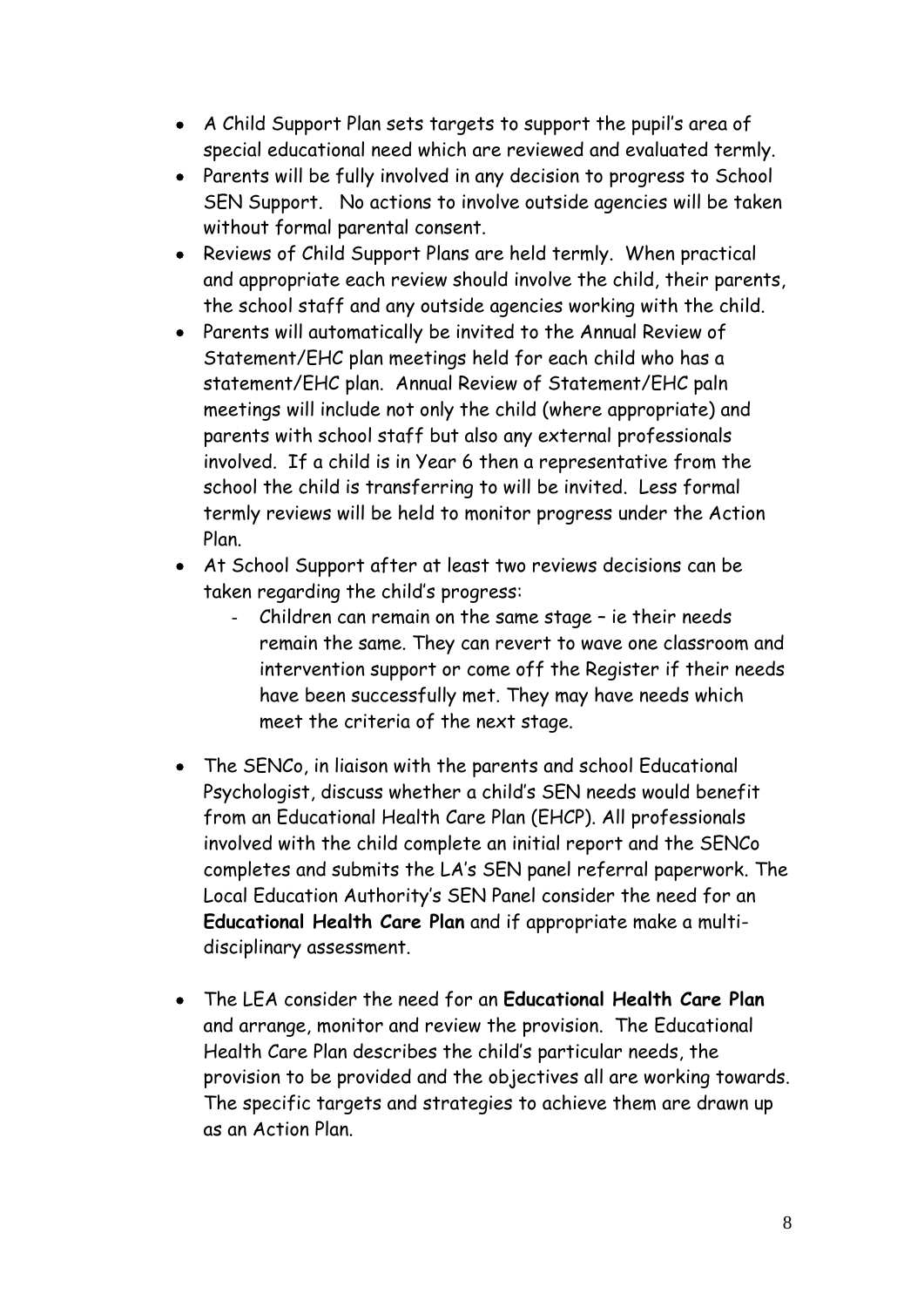- A Child Support Plan sets targets to support the pupil's area of special educational need which are reviewed and evaluated termly.
- Parents will be fully involved in any decision to progress to School SEN Support. No actions to involve outside agencies will be taken without formal parental consent.
- Reviews of Child Support Plans are held termly. When practical and appropriate each review should involve the child, their parents, the school staff and any outside agencies working with the child.
- Parents will automatically be invited to the Annual Review of Statement/EHC plan meetings held for each child who has a statement/EHC plan. Annual Review of Statement/EHC paln meetings will include not only the child (where appropriate) and parents with school staff but also any external professionals involved. If a child is in Year 6 then a representative from the school the child is transferring to will be invited. Less formal termly reviews will be held to monitor progress under the Action Plan.
- At School Support after at least two reviews decisions can be taken regarding the child's progress:
    - Children can remain on the same stage – ie their needs remain the same. They can revert to wave one classroom and intervention support or come off the Register if their needs have been successfully met. They may have needs which meet the criteria of the next stage.

- The SENCo, in liaison with the parents and school Educational Psychologist, discuss whether a child's SEN needs would benefit from an Educational Health Care Plan (EHCP). All professionals involved with the child complete an initial report and the SENCo completes and submits the LA's SEN panel referral paperwork. The Local Education Authority's SEN Panel consider the need for an **Educational Health Care Plan** and if appropriate make a multi-disciplinary assessment.

- The LEA consider the need for an **Educational Health Care Plan** and arrange, monitor and review the provision. The Educational Health Care Plan describes the child's particular needs, the provision to be provided and the objectives all are working towards. The specific targets and strategies to achieve them are drawn up as an Action Plan.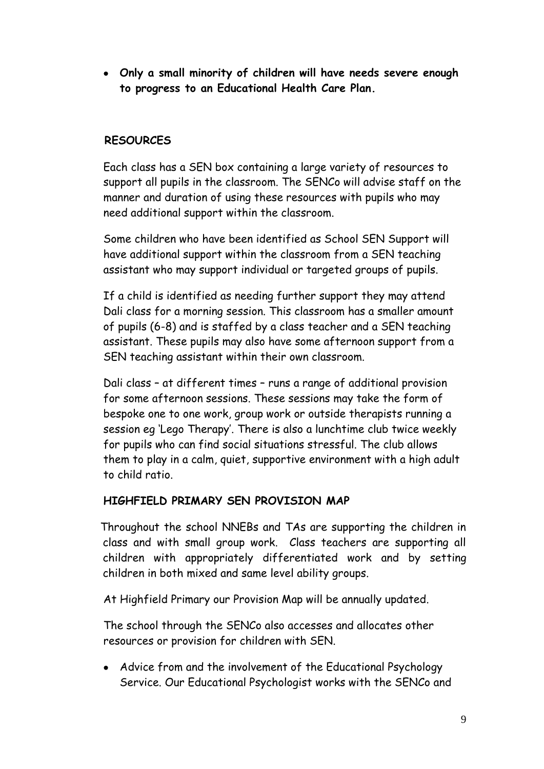- **Only a small minority of children will have needs severe enough to progress to an Educational Health Care Plan.**

## RESOURCES

Each class has a SEN box containing a large variety of resources to support all pupils in the classroom. The SENCo will advise staff on the manner and duration of using these resources with pupils who may need additional support within the classroom.

Some children who have been identified as School SEN Support will have additional support within the classroom from a SEN teaching assistant who may support individual or targeted groups of pupils.

If a child is identified as needing further support they may attend Dali class for a morning session. This classroom has a smaller amount of pupils (6-8) and is staffed by a class teacher and a SEN teaching assistant. These pupils may also have some afternoon support from a SEN teaching assistant within their own classroom.

Dali class – at different times – runs a range of additional provision for some afternoon sessions. These sessions may take the form of bespoke one to one work, group work or outside therapists running a session eg 'Lego Therapy'. There is also a lunchtime club twice weekly for pupils who can find social situations stressful. The club allows them to play in a calm, quiet, supportive environment with a high adult to child ratio.

## HIGHFIELD PRIMARY SEN PROVISION MAP

Throughout the school NNEBs and TAs are supporting the children in class and with small group work. Class teachers are supporting all children with appropriately differentiated work and by setting children in both mixed and same level ability groups.

At Highfield Primary our Provision Map will be annually updated.

The school through the SENCo also accesses and allocates other resources or provision for children with SEN.

- Advice from and the involvement of the Educational Psychology Service. Our Educational Psychologist works with the SENCo and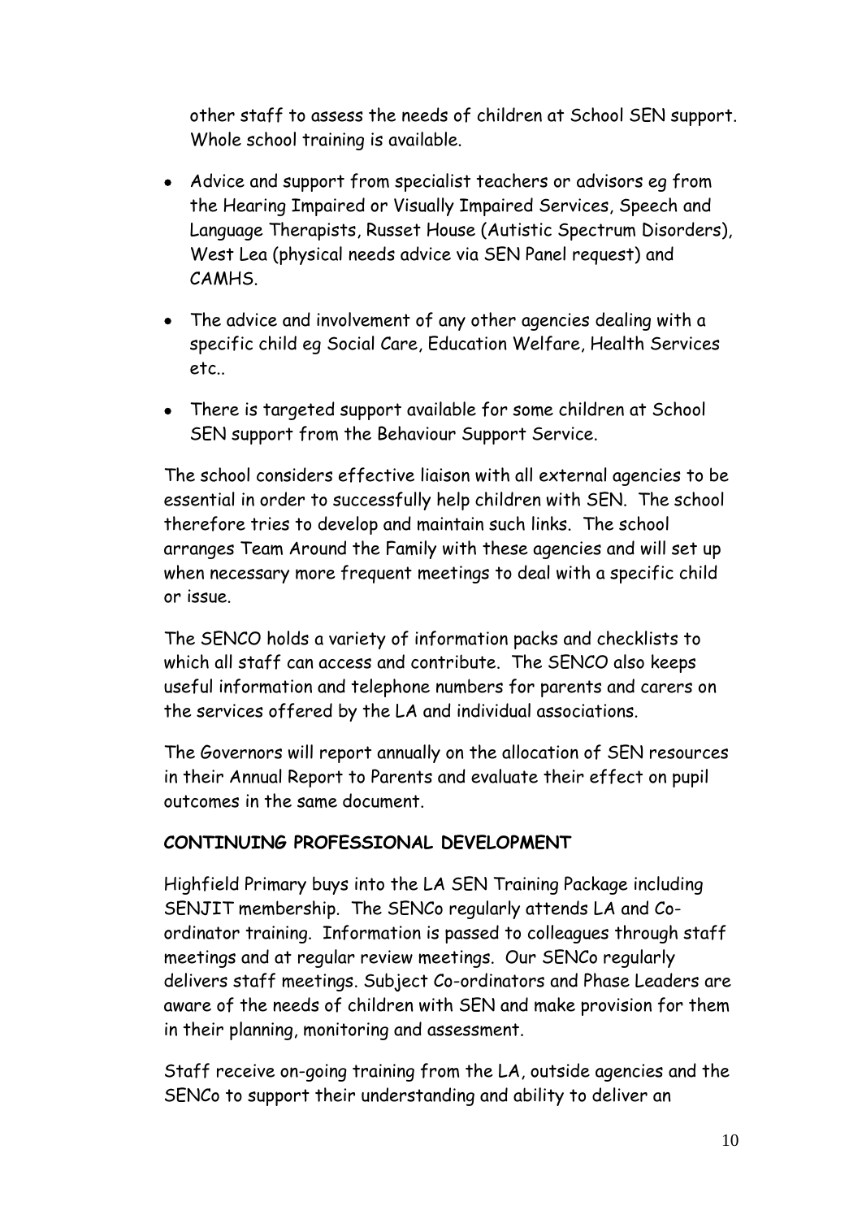other staff to assess the needs of children at School SEN support. Whole school training is available.

- Advice and support from specialist teachers or advisors eg from the Hearing Impaired or Visually Impaired Services, Speech and Language Therapists, Russet House (Autistic Spectrum Disorders), West Lea (physical needs advice via SEN Panel request) and CAMHS.
- The advice and involvement of any other agencies dealing with a specific child eg Social Care, Education Welfare, Health Services etc..
- There is targeted support available for some children at School SEN support from the Behaviour Support Service.

The school considers effective liaison with all external agencies to be essential in order to successfully help children with SEN. The school therefore tries to develop and maintain such links. The school arranges Team Around the Family with these agencies and will set up when necessary more frequent meetings to deal with a specific child or issue.

The SENCO holds a variety of information packs and checklists to which all staff can access and contribute. The SENCO also keeps useful information and telephone numbers for parents and carers on the services offered by the LA and individual associations.

The Governors will report annually on the allocation of SEN resources in their Annual Report to Parents and evaluate their effect on pupil outcomes in the same document.

**CONTINUING PROFESSIONAL DEVELOPMENT**

Highfield Primary buys into the LA SEN Training Package including SENJIT membership. The SENCo regularly attends LA and Co-ordinator training. Information is passed to colleagues through staff meetings and at regular review meetings. Our SENCo regularly delivers staff meetings. Subject Co-ordinators and Phase Leaders are aware of the needs of children with SEN and make provision for them in their planning, monitoring and assessment.

Staff receive on-going training from the LA, outside agencies and the SENCo to support their understanding and ability to deliver an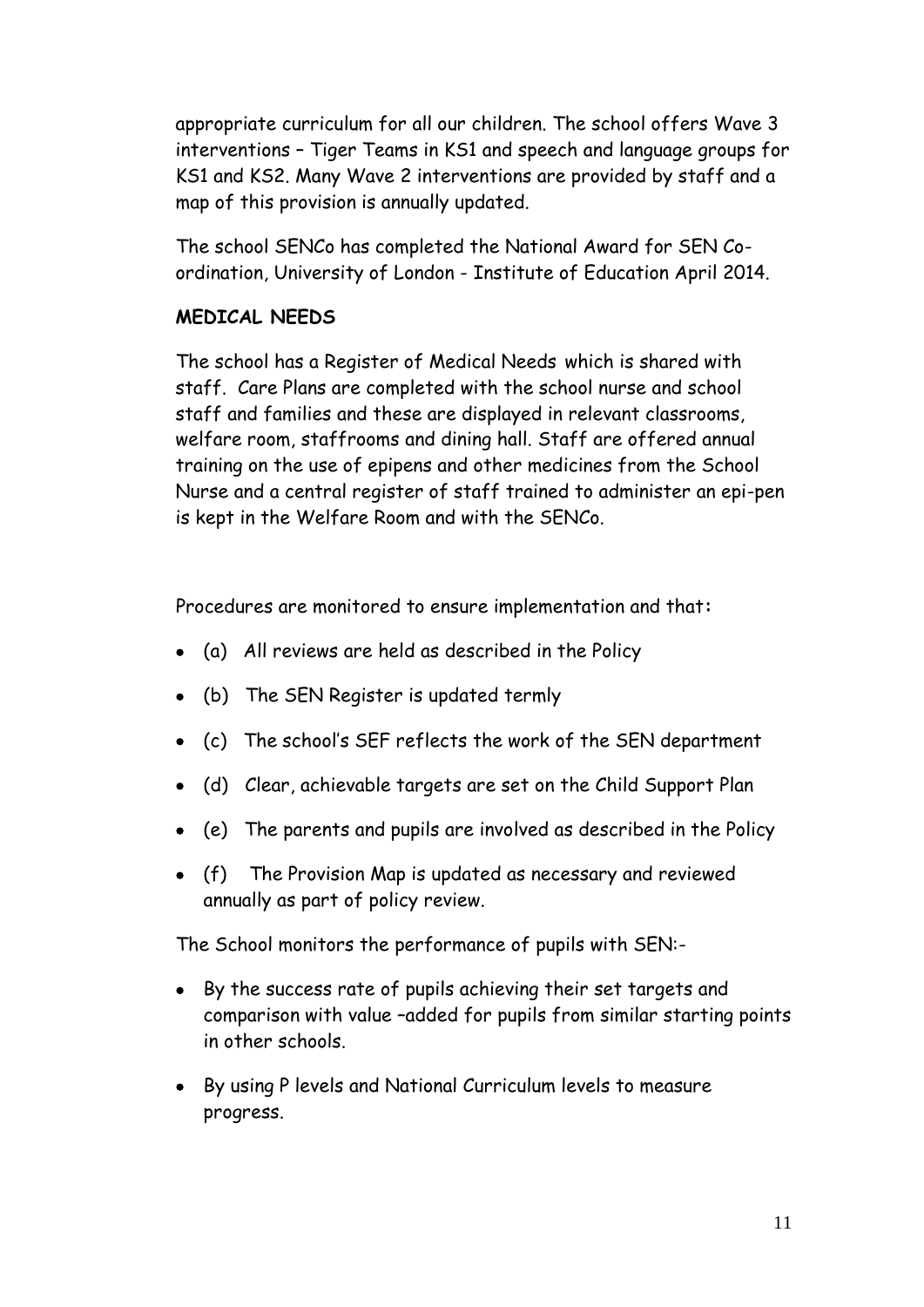appropriate curriculum for all our children. The school offers Wave 3 interventions – Tiger Teams in KS1 and speech and language groups for KS1 and KS2. Many Wave 2 interventions are provided by staff and a map of this provision is annually updated.

The school SENCo has completed the National Award for SEN Co-ordination, University of London - Institute of Education April 2014.

**MEDICAL NEEDS**

The school has a Register of Medical Needs which is shared with staff. Care Plans are completed with the school nurse and school staff and families and these are displayed in relevant classrooms, welfare room, staffrooms and dining hall. Staff are offered annual training on the use of epipens and other medicines from the School Nurse and a central register of staff trained to administer an epi-pen is kept in the Welfare Room and with the SENCo.

Procedures are monitored to ensure implementation and that:

- (a) All reviews are held as described in the Policy
- (b) The SEN Register is updated termly
- (c) The school's SEF reflects the work of the SEN department
- (d) Clear, achievable targets are set on the Child Support Plan
- (e) The parents and pupils are involved as described in the Policy
- (f) The Provision Map is updated as necessary and reviewed annually as part of policy review.

The School monitors the performance of pupils with SEN:-

- By the success rate of pupils achieving their set targets and comparison with value –added for pupils from similar starting points in other schools.
- By using P levels and National Curriculum levels to measure progress.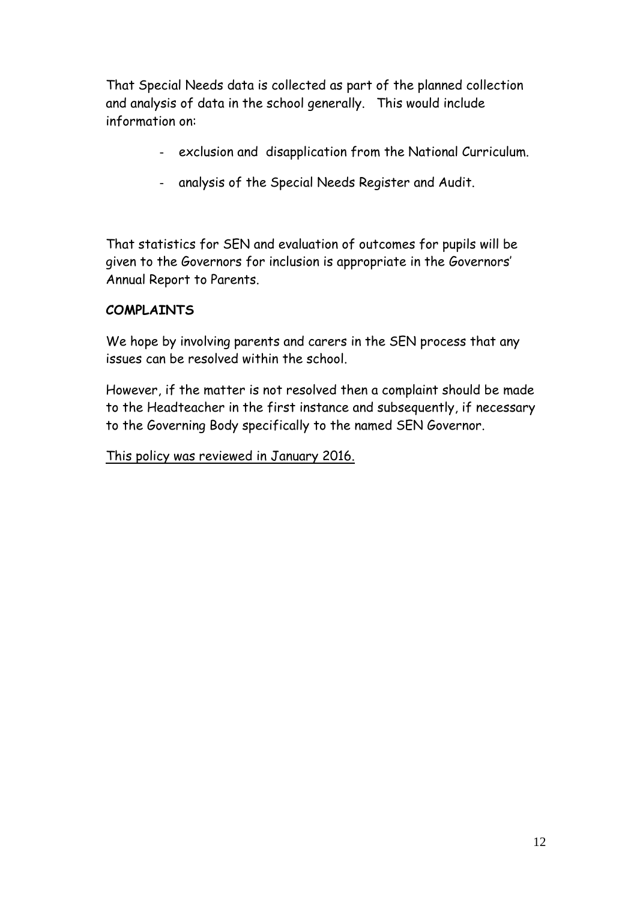That Special Needs data is collected as part of the planned collection and analysis of data in the school generally. This would include information on:

- exclusion and disapplication from the National Curriculum.
- analysis of the Special Needs Register and Audit.

That statistics for SEN and evaluation of outcomes for pupils will be given to the Governors for inclusion is appropriate in the Governors' Annual Report to Parents.

**COMPLAINTS**

We hope by involving parents and carers in the SEN process that any issues can be resolved within the school.

However, if the matter is not resolved then a complaint should be made to the Headteacher in the first instance and subsequently, if necessary to the Governing Body specifically to the named SEN Governor.

<u>This policy was reviewed in January 2016.</u>